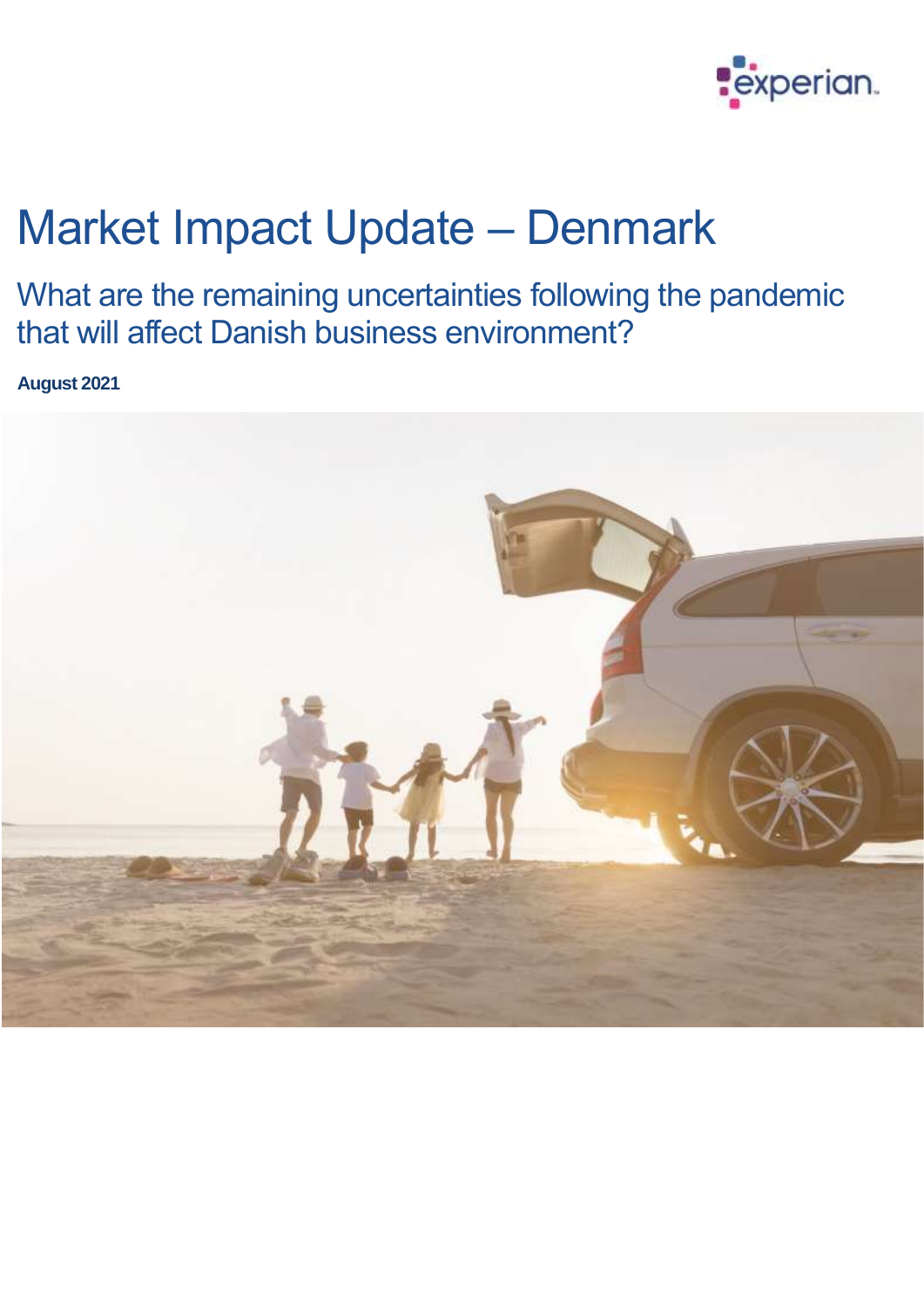# Market Impact Update – Denmark

## What are the remaining uncertainties following the pandemic that will affect Danish business environment?

**August 2021**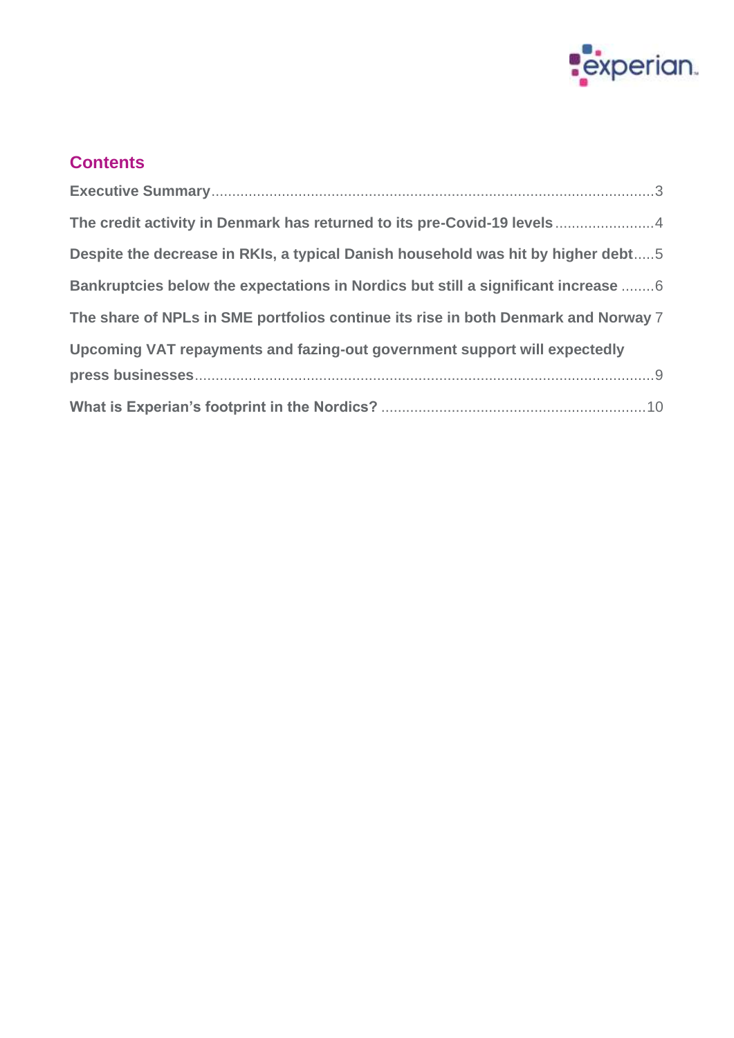## Contents

**Executive Summary**...3

**The credit activity in Denmark has returned to its pre-Covid-19 levels**...4

**Despite the decrease in RKIs, a typical Danish household was hit by higher debt**...5

**Bankruptcies below the expectations in Nordics but still a significant increase**...6

**The share of NPLs in SME portfolios continue its rise in both Denmark and Norway** 7

**Upcoming VAT repayments and fazing-out government support will expectedly press businesses**...9

**What is Experian's footprint in the Nordics?**...10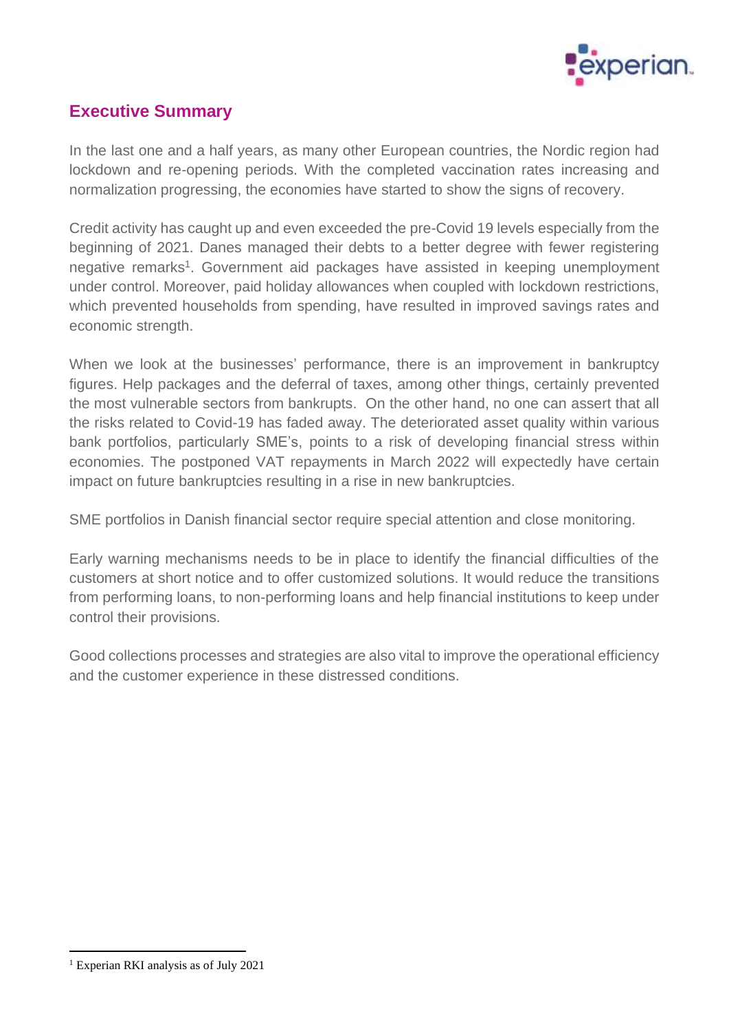## Executive Summary

In the last one and a half years, as many other European countries, the Nordic region had lockdown and re-opening periods. With the completed vaccination rates increasing and normalization progressing, the economies have started to show the signs of recovery.

Credit activity has caught up and even exceeded the pre-Covid 19 levels especially from the beginning of 2021. Danes managed their debts to a better degree with fewer registering negative remarks[1]. Government aid packages have assisted in keeping unemployment under control. Moreover, paid holiday allowances when coupled with lockdown restrictions, which prevented households from spending, have resulted in improved savings rates and economic strength.

When we look at the businesses' performance, there is an improvement in bankruptcy figures. Help packages and the deferral of taxes, among other things, certainly prevented the most vulnerable sectors from bankrupts. On the other hand, no one can assert that all the risks related to Covid-19 has faded away. The deteriorated asset quality within various bank portfolios, particularly SME's, points to a risk of developing financial stress within economies. The postponed VAT repayments in March 2022 will expectedly have certain impact on future bankruptcies resulting in a rise in new bankruptcies.

SME portfolios in Danish financial sector require special attention and close monitoring.

Early warning mechanisms needs to be in place to identify the financial difficulties of the customers at short notice and to offer customized solutions. It would reduce the transitions from performing loans, to non-performing loans and help financial institutions to keep under control their provisions.

Good collections processes and strategies are also vital to improve the operational efficiency and the customer experience in these distressed conditions.

---

[1] Experian RKI analysis as of July 2021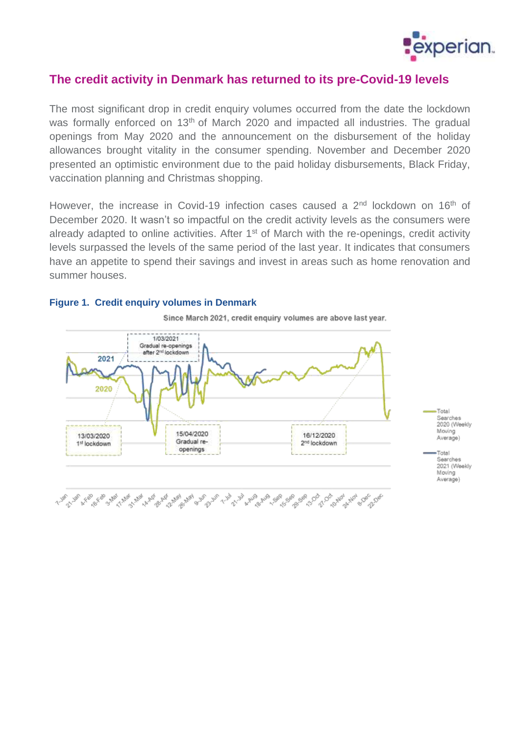## The credit activity in Denmark has returned to its pre-Covid-19 levels

The most significant drop in credit enquiry volumes occurred from the date the lockdown was formally enforced on 13th of March 2020 and impacted all industries. The gradual openings from May 2020 and the announcement on the disbursement of the holiday allowances brought vitality in the consumer spending. November and December 2020 presented an optimistic environment due to the paid holiday disbursements, Black Friday, vaccination planning and Christmas shopping.

However, the increase in Covid-19 infection cases caused a 2nd lockdown on 16th of December 2020. It wasn't so impactful on the credit activity levels as the consumers were already adapted to online activities. After 1st of March with the re-openings, credit activity levels surpassed the levels of the same period of the last year. It indicates that consumers have an appetite to spend their savings and invest in areas such as home renovation and summer houses.

### Figure 1. Credit enquiry volumes in Denmark

Since March 2021, credit enquiry volumes are above last year.

- 1/03/2021 Gradual re-openings after 2nd lockdown
- 13/03/2020 1st lockdown
- 15/04/2020 Gradual re-openings
- 16/12/2020 2nd lockdown

Legend: Total Searches 2020 (Weekly Moving Average); Total Searches 2021 (Weekly Moving Average)

X-axis: 7-Jan, 21-Jan, 4-Feb, 18-Feb, 3-Mar, 17-Mar, 31-Mar, 14-Apr, 28-Apr, 12-May, 26-May, 9-Jun, 23-Jun, 7-Jul, 21-Jul, 4-Aug, 18-Aug, 1-Sep, 15-Sep, 29-Sep, 13-Oct, 27-Oct, 10-Nov, 24-Nov, 8-Dec, 22-Dec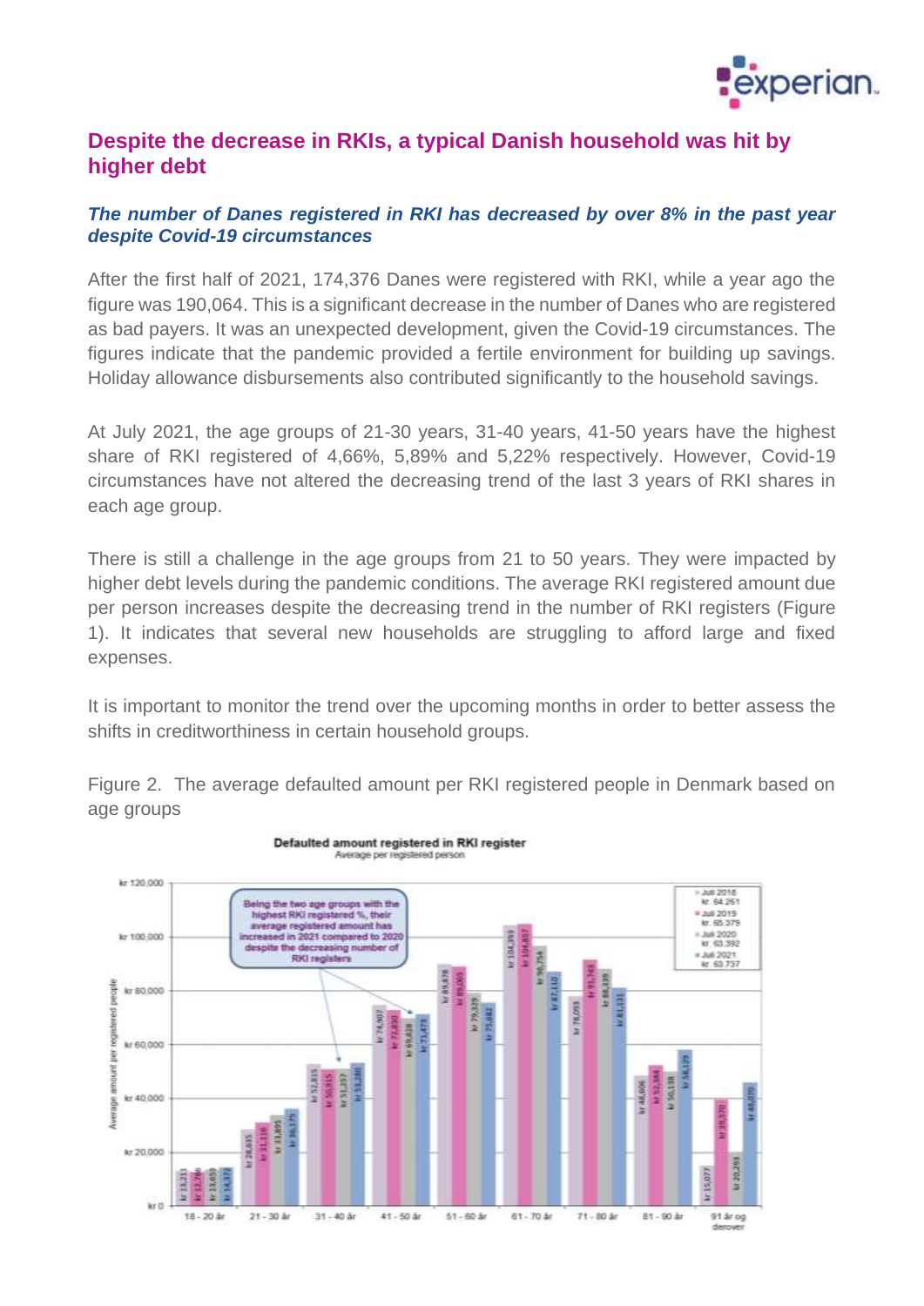## Despite the decrease in RKIs, a typical Danish household was hit by higher debt

### *The number of Danes registered in RKI has decreased by over 8% in the past year despite Covid-19 circumstances*

After the first half of 2021, 174,376 Danes were registered with RKI, while a year ago the figure was 190,064. This is a significant decrease in the number of Danes who are registered as bad payers. It was an unexpected development, given the Covid-19 circumstances. The figures indicate that the pandemic provided a fertile environment for building up savings. Holiday allowance disbursements also contributed significantly to the household savings.

At July 2021, the age groups of 21-30 years, 31-40 years, 41-50 years have the highest share of RKI registered of 4,66%, 5,89% and 5,22% respectively. However, Covid-19 circumstances have not altered the decreasing trend of the last 3 years of RKI shares in each age group.

There is still a challenge in the age groups from 21 to 50 years. They were impacted by higher debt levels during the pandemic conditions. The average RKI registered amount due per person increases despite the decreasing trend in the number of RKI registers (Figure 1). It indicates that several new households are struggling to afford large and fixed expenses.

It is important to monitor the trend over the upcoming months in order to better assess the shifts in creditworthiness in certain household groups.

Figure 2. The average defaulted amount per RKI registered people in Denmark based on age groups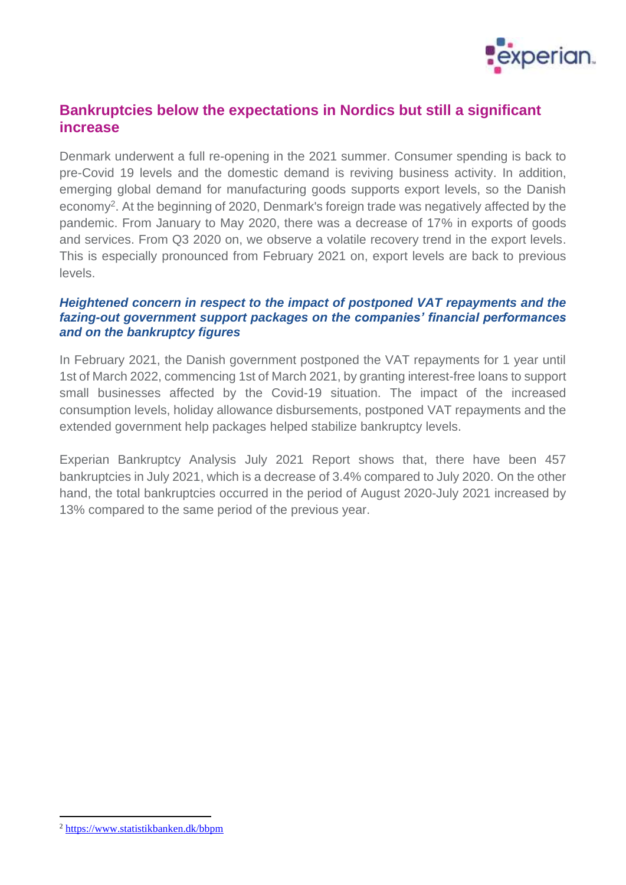## Bankruptcies below the expectations in Nordics but still a significant increase

Denmark underwent a full re-opening in the 2021 summer. Consumer spending is back to pre-Covid 19 levels and the domestic demand is reviving business activity. In addition, emerging global demand for manufacturing goods supports export levels, so the Danish economy[2]. At the beginning of 2020, Denmark's foreign trade was negatively affected by the pandemic. From January to May 2020, there was a decrease of 17% in exports of goods and services. From Q3 2020 on, we observe a volatile recovery trend in the export levels. This is especially pronounced from February 2021 on, export levels are back to previous levels.

### *Heightened concern in respect to the impact of postponed VAT repayments and the fazing-out government support packages on the companies' financial performances and on the bankruptcy figures*

In February 2021, the Danish government postponed the VAT repayments for 1 year until 1st of March 2022, commencing 1st of March 2021, by granting interest-free loans to support small businesses affected by the Covid-19 situation. The impact of the increased consumption levels, holiday allowance disbursements, postponed VAT repayments and the extended government help packages helped stabilize bankruptcy levels.

Experian Bankruptcy Analysis July 2021 Report shows that, there have been 457 bankruptcies in July 2021, which is a decrease of 3.4% compared to July 2020. On the other hand, the total bankruptcies occurred in the period of August 2020-July 2021 increased by 13% compared to the same period of the previous year.

---

[2] https://www.statistikbanken.dk/bbpm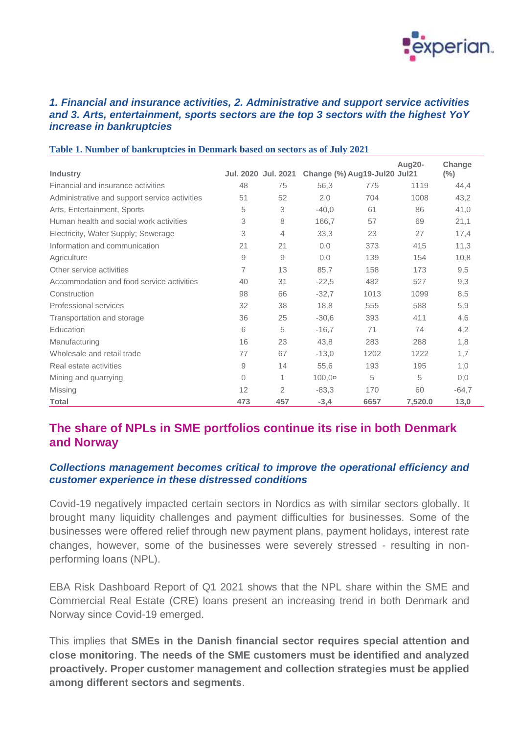### *1. Financial and insurance activities, 2. Administrative and support service activities and 3. Arts, entertainment, sports sectors are the top 3 sectors with the highest YoY increase in bankruptcies*

**Table 1. Number of bankruptcies in Denmark based on sectors as of July 2021**

| Industry | Jul. 2020 | Jul. 2021 | Change (%) | Aug19-Jul20 | Aug20-Jul21 | Change (%) |
|---|---|---|---|---|---|---|
| Financial and insurance activities | 48 | 75 | 56,3 | 775 | 1119 | 44,4 |
| Administrative and support service activities | 51 | 52 | 2,0 | 704 | 1008 | 43,2 |
| Arts, Entertainment, Sports | 5 | 3 | -40,0 | 61 | 86 | 41,0 |
| Human health and social work activities | 3 | 8 | 166,7 | 57 | 69 | 21,1 |
| Electricity, Water Supply; Sewerage | 3 | 4 | 33,3 | 23 | 27 | 17,4 |
| Information and communication | 21 | 21 | 0,0 | 373 | 415 | 11,3 |
| Agriculture | 9 | 9 | 0,0 | 139 | 154 | 10,8 |
| Other service activities | 7 | 13 | 85,7 | 158 | 173 | 9,5 |
| Accommodation and food service activities | 40 | 31 | -22,5 | 482 | 527 | 9,3 |
| Construction | 98 | 66 | -32,7 | 1013 | 1099 | 8,5 |
| Professional services | 32 | 38 | 18,8 | 555 | 588 | 5,9 |
| Transportation and storage | 36 | 25 | -30,6 | 393 | 411 | 4,6 |
| Education | 6 | 5 | -16,7 | 71 | 74 | 4,2 |
| Manufacturing | 16 | 23 | 43,8 | 283 | 288 | 1,8 |
| Wholesale and retail trade | 77 | 67 | -13,0 | 1202 | 1222 | 1,7 |
| Real estate activities | 9 | 14 | 55,6 | 193 | 195 | 1,0 |
| Mining and quarrying | 0 | 1 | 100,0¤ | 5 | 5 | 0,0 |
| Missing | 12 | 2 | -83,3 | 170 | 60 | -64,7 |
| **Total** | **473** | **457** | **-3,4** | **6657** | **7,520.0** | **13,0** |

## The share of NPLs in SME portfolios continue its rise in both Denmark and Norway

### *Collections management becomes critical to improve the operational efficiency and customer experience in these distressed conditions*

Covid-19 negatively impacted certain sectors in Nordics as with similar sectors globally. It brought many liquidity challenges and payment difficulties for businesses. Some of the businesses were offered relief through new payment plans, payment holidays, interest rate changes, however, some of the businesses were severely stressed - resulting in non-performing loans (NPL).

EBA Risk Dashboard Report of Q1 2021 shows that the NPL share within the SME and Commercial Real Estate (CRE) loans present an increasing trend in both Denmark and Norway since Covid-19 emerged.

This implies that **SMEs in the Danish financial sector requires special attention and close monitoring**. **The needs of the SME customers must be identified and analyzed proactively. Proper customer management and collection strategies must be applied among different sectors and segments**.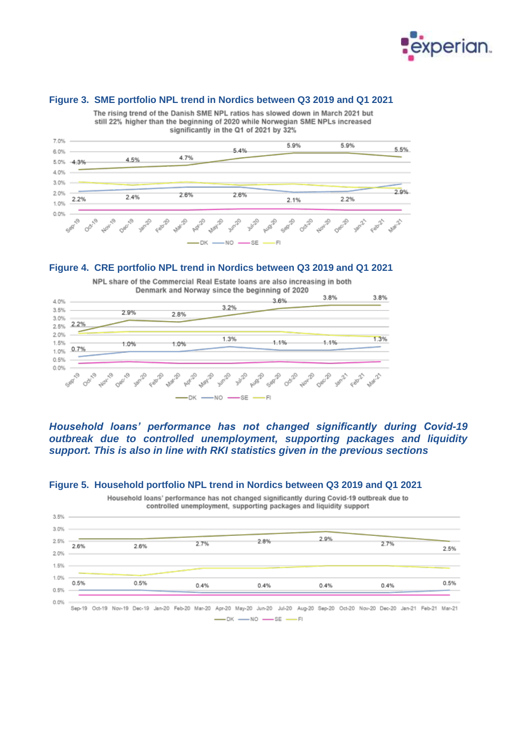**Figure 3. SME portfolio NPL trend in Nordics between Q3 2019 and Q1 2021**

The rising trend of the Danish SME NPL ratios has slowed down in March 2021 but still 22% higher than the beginning of 2020 while Norwegian SME NPLs increased significantly in the Q1 of 2021 by 32%

**Figure 4. CRE portfolio NPL trend in Nordics between Q3 2019 and Q1 2021**

NPL share of the Commercial Real Estate loans are also increasing in both Denmark and Norway since the beginning of 2020

***Household loans' performance has not changed significantly during Covid-19 outbreak due to controlled unemployment, supporting packages and liquidity support. This is also in line with RKI statistics given in the previous sections***

**Figure 5. Household portfolio NPL trend in Nordics between Q3 2019 and Q1 2021**

Household loans' performance has not changed significantly during Covid-19 outbreak due to controlled unemployment, supporting packages and liquidity support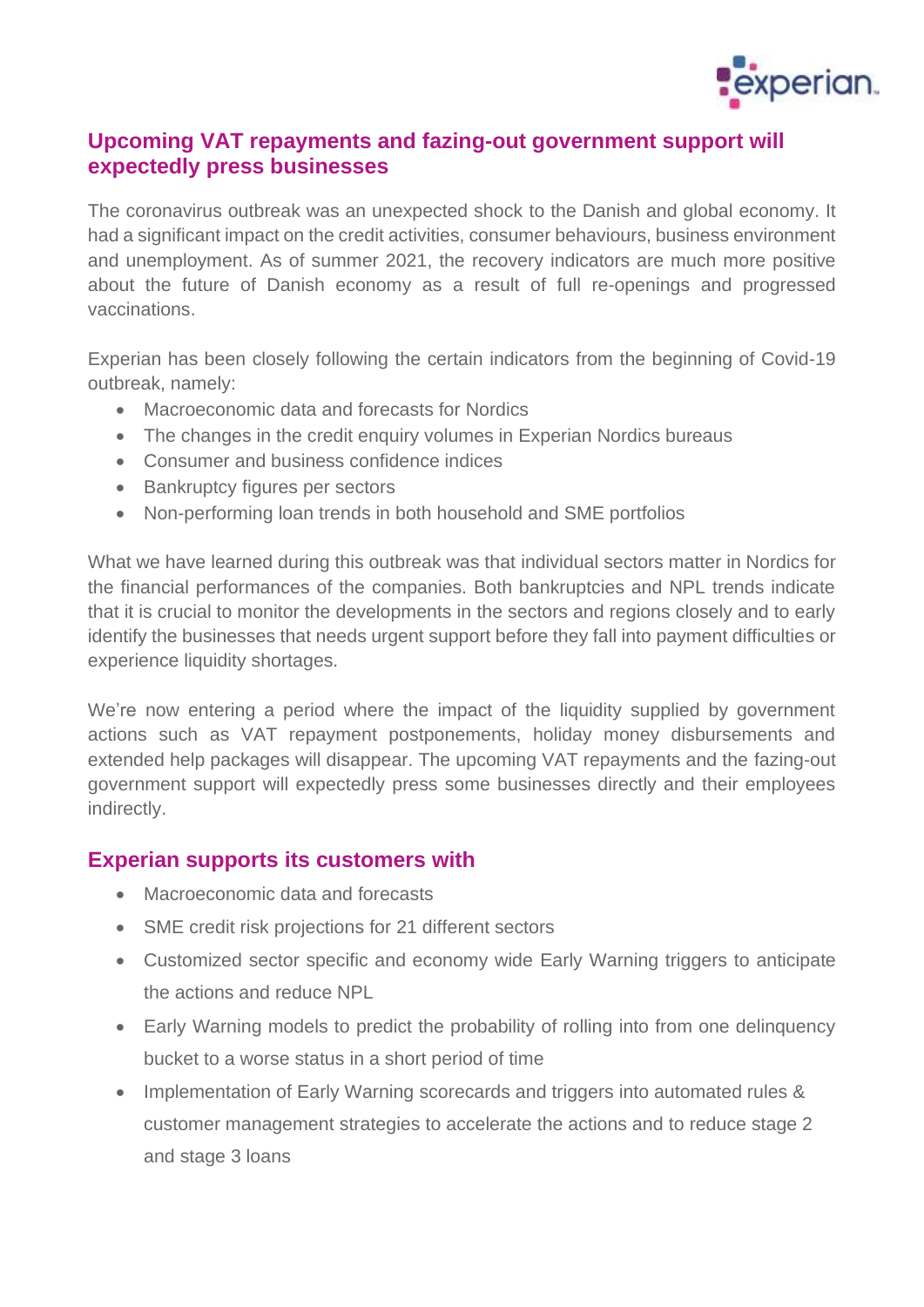## Upcoming VAT repayments and fazing-out government support will expectedly press businesses

The coronavirus outbreak was an unexpected shock to the Danish and global economy. It had a significant impact on the credit activities, consumer behaviours, business environment and unemployment. As of summer 2021, the recovery indicators are much more positive about the future of Danish economy as a result of full re-openings and progressed vaccinations.

Experian has been closely following the certain indicators from the beginning of Covid-19 outbreak, namely:

- Macroeconomic data and forecasts for Nordics
- The changes in the credit enquiry volumes in Experian Nordics bureaus
- Consumer and business confidence indices
- Bankruptcy figures per sectors
- Non-performing loan trends in both household and SME portfolios

What we have learned during this outbreak was that individual sectors matter in Nordics for the financial performances of the companies. Both bankruptcies and NPL trends indicate that it is crucial to monitor the developments in the sectors and regions closely and to early identify the businesses that needs urgent support before they fall into payment difficulties or experience liquidity shortages.

We're now entering a period where the impact of the liquidity supplied by government actions such as VAT repayment postponements, holiday money disbursements and extended help packages will disappear. The upcoming VAT repayments and the fazing-out government support will expectedly press some businesses directly and their employees indirectly.

## Experian supports its customers with

- Macroeconomic data and forecasts
- SME credit risk projections for 21 different sectors
- Customized sector specific and economy wide Early Warning triggers to anticipate the actions and reduce NPL
- Early Warning models to predict the probability of rolling into from one delinquency bucket to a worse status in a short period of time
- Implementation of Early Warning scorecards and triggers into automated rules & customer management strategies to accelerate the actions and to reduce stage 2 and stage 3 loans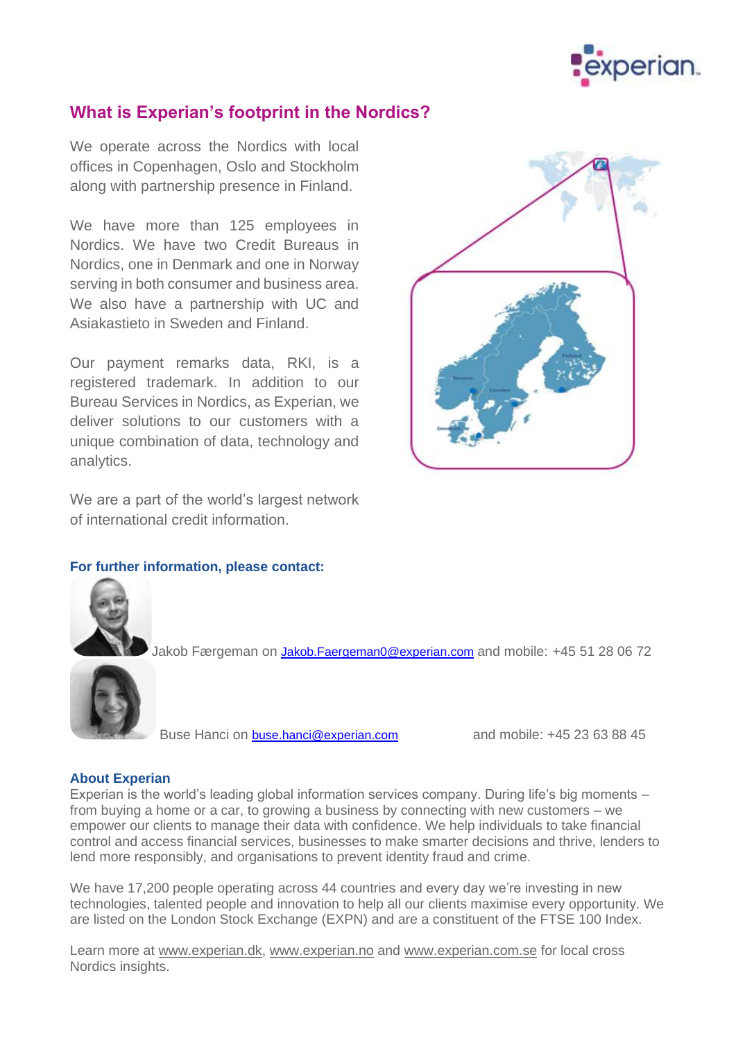## What is Experian's footprint in the Nordics?

We operate across the Nordics with local offices in Copenhagen, Oslo and Stockholm along with partnership presence in Finland.

We have more than 125 employees in Nordics. We have two Credit Bureaus in Nordics, one in Denmark and one in Norway serving in both consumer and business area. We also have a partnership with UC and Asiakastieto in Sweden and Finland.

Our payment remarks data, RKI, is a registered trademark. In addition to our Bureau Services in Nordics, as Experian, we deliver solutions to our customers with a unique combination of data, technology and analytics.

We are a part of the world's largest network of international credit information.

**For further information, please contact:**

Jakob Færgeman on Jakob.Faergeman0@experian.com and mobile: +45 51 28 06 72

Buse Hanci on buse.hanci@experian.com and mobile: +45 23 63 88 45

**About Experian**

Experian is the world's leading global information services company. During life's big moments – from buying a home or a car, to growing a business by connecting with new customers – we empower our clients to manage their data with confidence. We help individuals to take financial control and access financial services, businesses to make smarter decisions and thrive, lenders to lend more responsibly, and organisations to prevent identity fraud and crime.

We have 17,200 people operating across 44 countries and every day we're investing in new technologies, talented people and innovation to help all our clients maximise every opportunity. We are listed on the London Stock Exchange (EXPN) and are a constituent of the FTSE 100 Index.

Learn more at www.experian.dk, www.experian.no and www.experian.com.se for local cross Nordics insights.